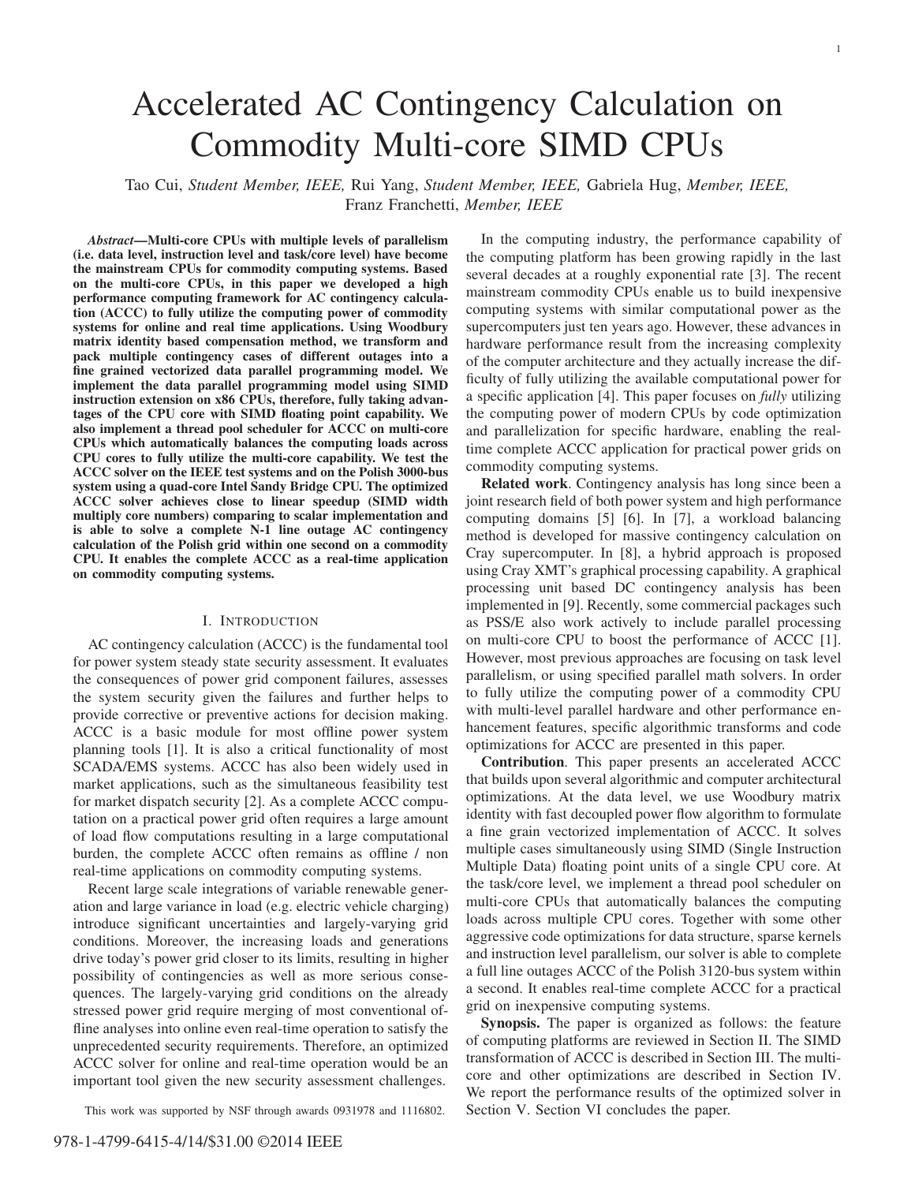# Accelerated AC Contingency Calculation on Commodity Multi-core SIMD CPUs

Tao Cui, *Student Member, IEEE,* Rui Yang, *Student Member, IEEE,* Gabriela Hug, *Member, IEEE,* Franz Franchetti, *Member, IEEE*

***Abstract*—Multi-core CPUs with multiple levels of parallelism (i.e. data level, instruction level and task/core level) have become the mainstream CPUs for commodity computing systems. Based on the multi-core CPUs, in this paper we developed a high performance computing framework for AC contingency calculation (ACCC) to fully utilize the computing power of commodity systems for online and real time applications. Using Woodbury matrix identity based compensation method, we transform and pack multiple contingency cases of different outages into a fine grained vectorized data parallel programming model. We implement the data parallel programming model using SIMD instruction extension on x86 CPUs, therefore, fully taking advantages of the CPU core with SIMD floating point capability. We also implement a thread pool scheduler for ACCC on multi-core CPUs which automatically balances the computing loads across CPU cores to fully utilize the multi-core capability. We test the ACCC solver on the IEEE test systems and on the Polish 3000-bus system using a quad-core Intel Sandy Bridge CPU. The optimized ACCC solver achieves close to linear speedup (SIMD width multiply core numbers) comparing to scalar implementation and is able to solve a complete N-1 line outage AC contingency calculation of the Polish grid within one second on a commodity CPU. It enables the complete ACCC as a real-time application on commodity computing systems.**

## I. Introduction

AC contingency calculation (ACCC) is the fundamental tool for power system steady state security assessment. It evaluates the consequences of power grid component failures, assesses the system security given the failures and further helps to provide corrective or preventive actions for decision making. ACCC is a basic module for most offline power system planning tools [1]. It is also a critical functionality of most SCADA/EMS systems. ACCC has also been widely used in market applications, such as the simultaneous feasibility test for market dispatch security [2]. As a complete ACCC computation on a practical power grid often requires a large amount of load flow computations resulting in a large computational burden, the complete ACCC often remains as offline / non real-time applications on commodity computing systems.

Recent large scale integrations of variable renewable generation and large variance in load (e.g. electric vehicle charging) introduce significant uncertainties and largely-varying grid conditions. Moreover, the increasing loads and generations drive today's power grid closer to its limits, resulting in higher possibility of contingencies as well as more serious consequences. The largely-varying grid conditions on the already stressed power grid require merging of most conventional offline analyses into online even real-time operation to satisfy the unprecedented security requirements. Therefore, an optimized ACCC solver for online and real-time operation would be an important tool given the new security assessment challenges.

In the computing industry, the performance capability of the computing platform has been growing rapidly in the last several decades at a roughly exponential rate [3]. The recent mainstream commodity CPUs enable us to build inexpensive computing systems with similar computational power as the supercomputers just ten years ago. However, these advances in hardware performance result from the increasing complexity of the computer architecture and they actually increase the difficulty of fully utilizing the available computational power for a specific application [4]. This paper focuses on *fully* utilizing the computing power of modern CPUs by code optimization and parallelization for specific hardware, enabling the real-time complete ACCC application for practical power grids on commodity computing systems.

**Related work**. Contingency analysis has long since been a joint research field of both power system and high performance computing domains [5] [6]. In [7], a workload balancing method is developed for massive contingency calculation on Cray supercomputer. In [8], a hybrid approach is proposed using Cray XMT's graphical processing capability. A graphical processing unit based DC contingency analysis has been implemented in [9]. Recently, some commercial packages such as PSS/E also work actively to include parallel processing on multi-core CPU to boost the performance of ACCC [1]. However, most previous approaches are focusing on task level parallelism, or using specified parallel math solvers. In order to fully utilize the computing power of a commodity CPU with multi-level parallel hardware and other performance enhancement features, specific algorithmic transforms and code optimizations for ACCC are presented in this paper.

**Contribution**. This paper presents an accelerated ACCC that builds upon several algorithmic and computer architectural optimizations. At the data level, we use Woodbury matrix identity with fast decoupled power flow algorithm to formulate a fine grain vectorized implementation of ACCC. It solves multiple cases simultaneously using SIMD (Single Instruction Multiple Data) floating point units of a single CPU core. At the task/core level, we implement a thread pool scheduler on multi-core CPUs that automatically balances the computing loads across multiple CPU cores. Together with some other aggressive code optimizations for data structure, sparse kernels and instruction level parallelism, our solver is able to complete a full line outages ACCC of the Polish 3120-bus system within a second. It enables real-time complete ACCC for a practical grid on inexpensive computing systems.

**Synopsis.** The paper is organized as follows: the feature of computing platforms are reviewed in Section II. The SIMD transformation of ACCC is described in Section III. The multi-core and other optimizations are described in Section IV. We report the performance results of the optimized solver in Section V. Section VI concludes the paper.

This work was supported by NSF through awards 0931978 and 1116802.

978-1-4799-6415-4/14/$31.00 ©2014 IEEE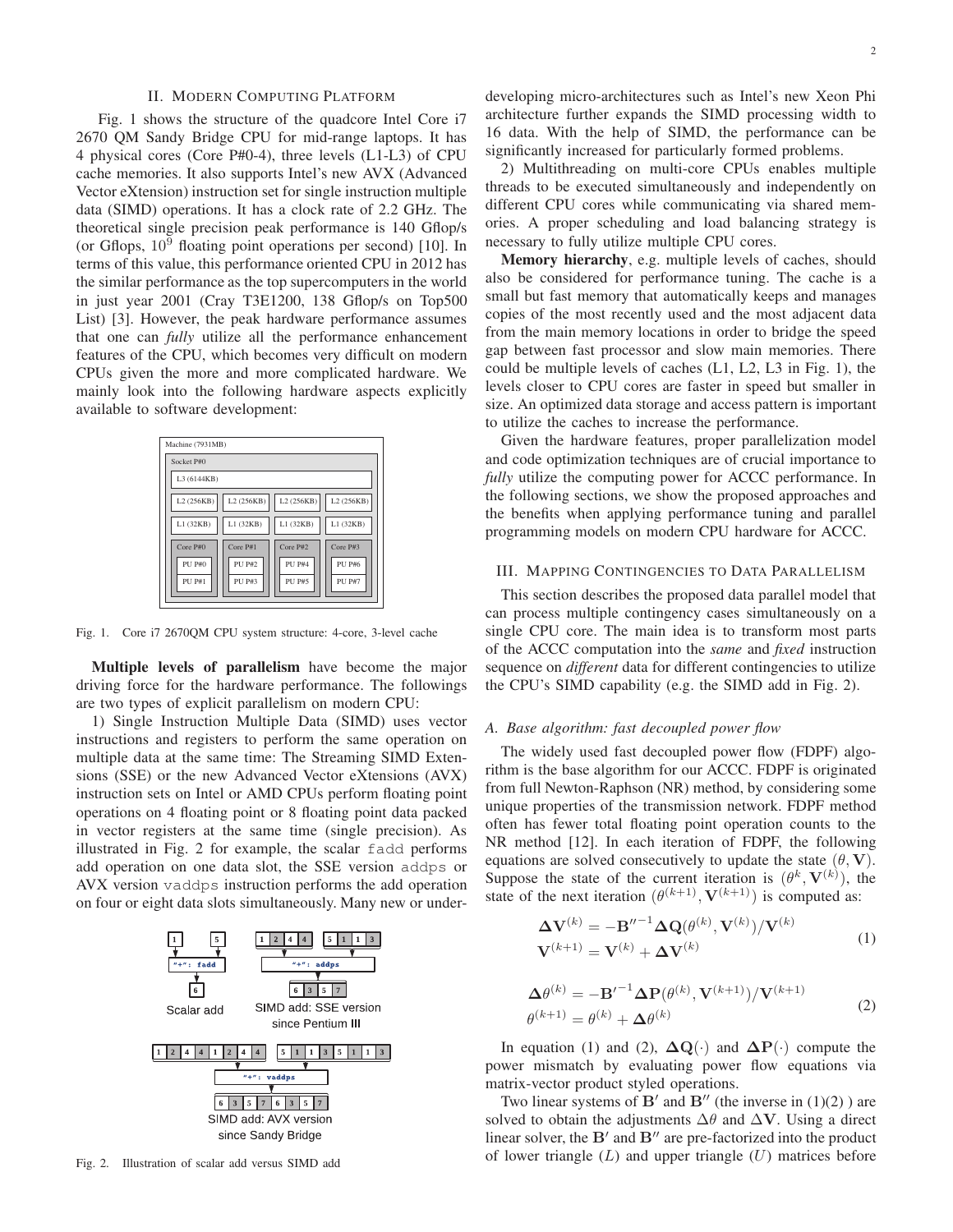## II. Modern Computing Platform

Fig. 1 shows the structure of the quadcore Intel Core i7 2670 QM Sandy Bridge CPU for mid-range laptops. It has 4 physical cores (Core P#0-4), three levels (L1-L3) of CPU cache memories. It also supports Intel's new AVX (Advanced Vector eXtension) instruction set for single instruction multiple data (SIMD) operations. It has a clock rate of 2.2 GHz. The theoretical single precision peak performance is 140 Gflop/s (or Gflops, $10^9$ floating point operations per second) [10]. In terms of this value, this performance oriented CPU in 2012 has the similar performance as the top supercomputers in the world in just year 2001 (Cray T3E1200, 138 Gflop/s on Top500 List) [3]. However, the peak hardware performance assumes that one can *fully* utilize all the performance enhancement features of the CPU, which becomes very difficult on modern CPUs given the more and more complicated hardware. We mainly look into the following hardware aspects explicitly available to software development:

Machine (7931MB)
Socket P#0
L3 (6144KB)
L2 (256KB) L2 (256KB) L2 (256KB) L2 (256KB)
L1 (32KB) L1 (32KB) L1 (32KB) L1 (32KB)
Core P#0 Core P#1 Core P#2 Core P#3
PU P#0 PU P#2 PU P#4 PU P#6
PU P#1 PU P#3 PU P#5 PU P#7

Fig. 1. Core i7 2670QM CPU system structure: 4-core, 3-level cache

**Multiple levels of parallelism** have become the major driving force for the hardware performance. The followings are two types of explicit parallelism on modern CPU:

1) Single Instruction Multiple Data (SIMD) uses vector instructions and registers to perform the same operation on multiple data at the same time: The Streaming SIMD Extensions (SSE) or the new Advanced Vector eXtensions (AVX) instruction sets on Intel or AMD CPUs perform floating point operations on 4 floating point or 8 floating point data packed in vector registers at the same time (single precision). As illustrated in Fig. 2 for example, the scalar `fadd` performs add operation on one data slot, the SSE version `addps` or AVX version `vaddps` instruction performs the add operation on four or eight data slots simultaneously. Many new or under-developing micro-architectures such as Intel's new Xeon Phi architecture further expands the SIMD processing width to 16 data. With the help of SIMD, the performance can be significantly increased for particularly formed problems.

1 5
"+": fadd
6
Scalar add

1 2 4 4 5 1 1 3
"+": addps
6 3 5 7
SIMD add: SSE version since Pentium III

1 2 4 4 1 2 4 4 5 1 1 3 5 1 1 3
"+": vaddps
6 3 5 7 6 3 5 7
SIMD add: AVX version since Sandy Bridge

Fig. 2. Illustration of scalar add versus SIMD add

2) Multithreading on multi-core CPUs enables multiple threads to be executed simultaneously and independently on different CPU cores while communicating via shared memories. A proper scheduling and load balancing strategy is necessary to fully utilize multiple CPU cores.

**Memory hierarchy**, e.g. multiple levels of caches, should also be considered for performance tuning. The cache is a small but fast memory that automatically keeps and manages copies of the most recently used and the most adjacent data from the main memory locations in order to bridge the speed gap between fast processor and slow main memories. There could be multiple levels of caches (L1, L2, L3 in Fig. 1), the levels closer to CPU cores are faster in speed but smaller in size. An optimized data storage and access pattern is important to utilize the caches to increase the performance.

Given the hardware features, proper parallelization model and code optimization techniques are of crucial importance to *fully* utilize the computing power for ACCC performance. In the following sections, we show the proposed approaches and the benefits when applying performance tuning and parallel programming models on modern CPU hardware for ACCC.

## III. Mapping Contingencies to Data Parallelism

This section describes the proposed data parallel model that can process multiple contingency cases simultaneously on a single CPU core. The main idea is to transform most parts of the ACCC computation into the *same* and *fixed* instruction sequence on *different* data for different contingencies to utilize the CPU's SIMD capability (e.g. the SIMD add in Fig. 2).

### A. Base algorithm: fast decoupled power flow

The widely used fast decoupled power flow (FDPF) algorithm is the base algorithm for our ACCC. FDPF is originated from full Newton-Raphson (NR) method, by considering some unique properties of the transmission network. FDPF method often has fewer total floating point operation counts to the NR method [12]. In each iteration of FDPF, the following equations are solved consecutively to update the state $(\theta, \mathbf{V})$. Suppose the state of the current iteration is $(\theta^k, \mathbf{V}^{(k)})$, the state of the next iteration $(\theta^{(k+1)}, \mathbf{V}^{(k+1)})$ is computed as:

$$
\begin{aligned}
\mathbf{\Delta V}^{(k)} &= -\mathbf{B''}^{-1}\mathbf{\Delta Q}(\theta^{(k)}, \mathbf{V}^{(k)})/\mathbf{V}^{(k)} \\
\mathbf{V}^{(k+1)} &= \mathbf{V}^{(k)} + \mathbf{\Delta V}^{(k)}
\end{aligned}
\tag{1}
$$

$$
\begin{aligned}
\mathbf{\Delta}\theta^{(k)} &= -\mathbf{B'}^{-1}\mathbf{\Delta P}(\theta^{(k)}, \mathbf{V}^{(k+1)})/\mathbf{V}^{(k+1)} \\
\theta^{(k+1)} &= \theta^{(k)} + \mathbf{\Delta}\theta^{(k)}
\end{aligned}
\tag{2}
$$

In equation (1) and (2), $\mathbf{\Delta Q}(\cdot)$ and $\mathbf{\Delta P}(\cdot)$ compute the power mismatch by evaluating power flow equations via matrix-vector product styled operations.

Two linear systems of $\mathbf{B}'$ and $\mathbf{B}''$ (the inverse in (1)(2) ) are solved to obtain the adjustments $\Delta\theta$ and $\Delta\mathbf{V}$. Using a direct linear solver, the $\mathbf{B}'$ and $\mathbf{B}''$ are pre-factorized into the product of lower triangle ($L$) and upper triangle ($U$) matrices before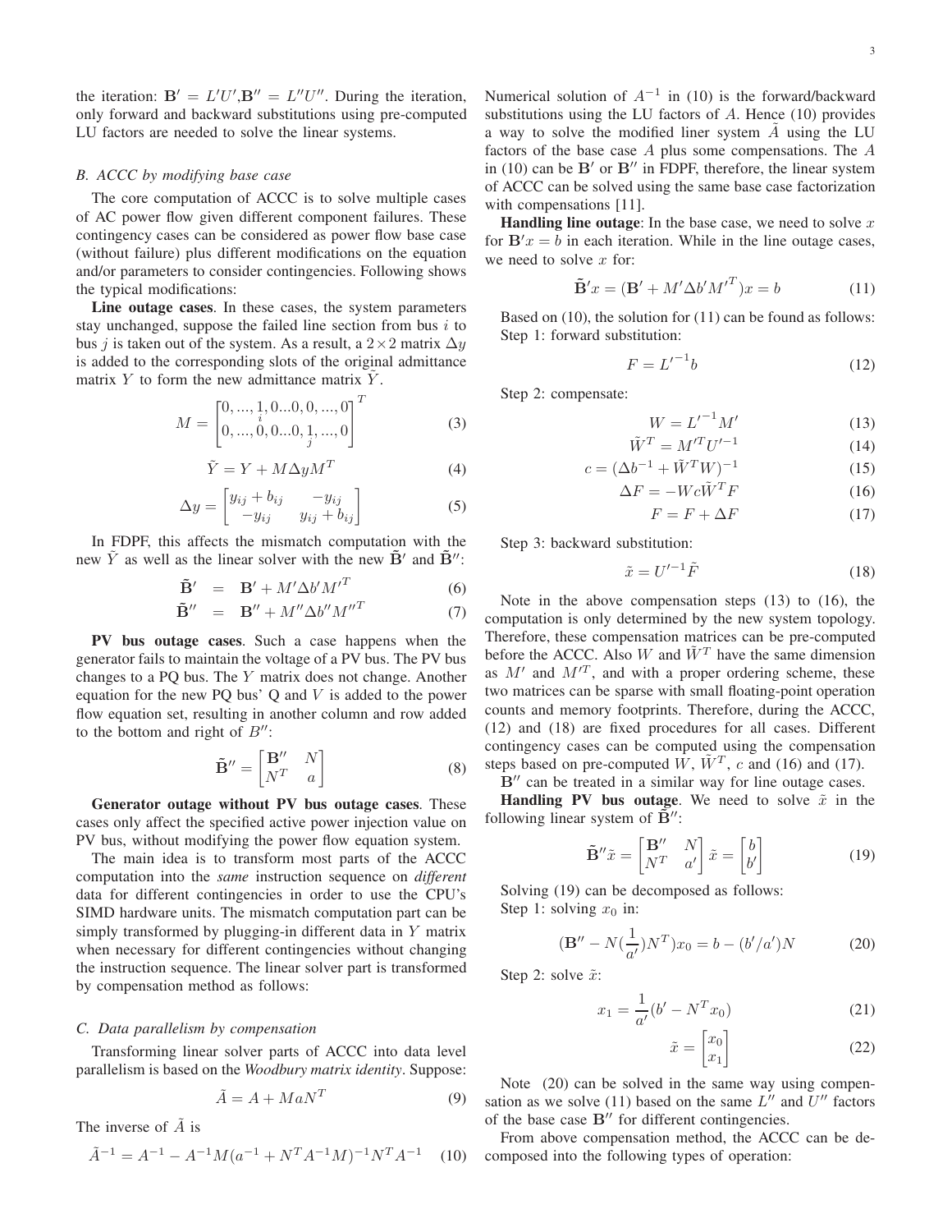the iteration: $\mathbf{B}' = L'U'$,$\mathbf{B}'' = L''U''$. During the iteration, only forward and backward substitutions using pre-computed LU factors are needed to solve the linear systems.

### B. ACCC by modifying base case

The core computation of ACCC is to solve multiple cases of AC power flow given different component failures. These contingency cases can be considered as power flow base case (without failure) plus different modifications on the equation and/or parameters to consider contingencies. Following shows the typical modifications:

**Line outage cases**. In these cases, the system parameters stay unchanged, suppose the failed line section from bus $i$ to bus $j$ is taken out of the system. As a result, a $2\times 2$ matrix $\Delta y$ is added to the corresponding slots of the original admittance matrix $Y$ to form the new admittance matrix $\tilde{Y}$.

$$M = \begin{bmatrix} 0,...,\underset{i}{1},0...0,0,...,0 \\ 0,...,0,0...0,\underset{j}{1},...,0 \end{bmatrix}^T \tag{3}$$

$$\tilde{Y} = Y + M\Delta y M^T \tag{4}$$

$$\Delta y = \begin{bmatrix} y_{ij} + b_{ij} & -y_{ij} \\ -y_{ij} & y_{ij} + b_{ij} \end{bmatrix} \tag{5}$$

In FDPF, this affects the mismatch computation with the new $\tilde{Y}$ as well as the linear solver with the new $\tilde{\mathbf{B}}'$ and $\tilde{\mathbf{B}}''$:

$$\tilde{\mathbf{B}}' = \mathbf{B}' + M'\Delta b' {M'}^T \tag{6}$$

$$\tilde{\mathbf{B}}'' = \mathbf{B}'' + M''\Delta b'' {M''}^T \tag{7}$$

**PV bus outage cases**. Such a case happens when the generator fails to maintain the voltage of a PV bus. The PV bus changes to a PQ bus. The $Y$ matrix does not change. Another equation for the new PQ bus' Q and $V$ is added to the power flow equation set, resulting in another column and row added to the bottom and right of $B''$:

$$\tilde{\mathbf{B}}'' = \begin{bmatrix} \mathbf{B}'' & N \\ N^T & a \end{bmatrix} \tag{8}$$

**Generator outage without PV bus outage cases**. These cases only affect the specified active power injection value on PV bus, without modifying the power flow equation system.

The main idea is to transform most parts of the ACCC computation into the *same* instruction sequence on *different* data for different contingencies in order to use the CPU's SIMD hardware units. The mismatch computation part can be simply transformed by plugging-in different data in $Y$ matrix when necessary for different contingencies without changing the instruction sequence. The linear solver part is transformed by compensation method as follows:

### C. Data parallelism by compensation

Transforming linear solver parts of ACCC into data level parallelism is based on the *Woodbury matrix identity*. Suppose:

$$\tilde{A} = A + MaN^T \tag{9}$$

The inverse of $\tilde{A}$ is

$$\tilde{A}^{-1} = A^{-1} - A^{-1}M(a^{-1} + N^T A^{-1} M)^{-1} N^T A^{-1} \tag{10}$$

Numerical solution of $A^{-1}$ in (10) is the forward/backward substitutions using the LU factors of $A$. Hence (10) provides a way to solve the modified liner system $\tilde{A}$ using the LU factors of the base case $A$ plus some compensations. The $A$ in (10) can be $\mathbf{B}'$ or $\mathbf{B}''$ in FDPF, therefore, the linear system of ACCC can be solved using the same base case factorization with compensations [11].

**Handling line outage**: In the base case, we need to solve $x$ for $\mathbf{B}'x = b$ in each iteration. While in the line outage cases, we need to solve $x$ for:

$$\tilde{\mathbf{B}}'x = (\mathbf{B}' + M'\Delta b' {M'}^T)x = b \tag{11}$$

Based on (10), the solution for (11) can be found as follows:
Step 1: forward substitution:

$$F = {L'}^{-1} b \tag{12}$$

Step 2: compensate:

$$W = {L'}^{-1} M' \tag{13}$$

$$\tilde{W}^T = {M'}^T {U'}^{-1} \tag{14}$$

$$c = (\Delta b^{-1} + \tilde{W}^T W)^{-1} \tag{15}$$

$$\Delta F = -Wc\tilde{W}^T F \tag{16}$$

$$F = F + \Delta F \tag{17}$$

Step 3: backward substitution:

$$\tilde{x} = {U'}^{-1} \tilde{F} \tag{18}$$

Note in the above compensation steps (13) to (16), the computation is only determined by the new system topology. Therefore, these compensation matrices can be pre-computed before the ACCC. Also $W$ and $\tilde{W}^T$ have the same dimension as $M'$ and ${M'}^T$, and with a proper ordering scheme, these two matrices can be sparse with small floating-point operation counts and memory footprints. Therefore, during the ACCC, (12) and (18) are fixed procedures for all cases. Different contingency cases can be computed using the compensation steps based on pre-computed $W$, $\tilde{W}^T$, $c$ and (16) and (17).

$\mathbf{B}''$ can be treated in a similar way for line outage cases.

**Handling PV bus outage**. We need to solve $\tilde{x}$ in the following linear system of $\tilde{\mathbf{B}}''$:

$$\tilde{\mathbf{B}}''\tilde{x} = \begin{bmatrix} \mathbf{B}'' & N \\ N^T & a' \end{bmatrix} \tilde{x} = \begin{bmatrix} b \\ b' \end{bmatrix} \tag{19}$$

Solving (19) can be decomposed as follows:
Step 1: solving $x_0$ in:

$$(\mathbf{B}'' - N(\frac{1}{a'})N^T)x_0 = b - (b'/a')N \tag{20}$$

Step 2: solve $\tilde{x}$:

$$x_1 = \frac{1}{a'}(b' - N^T x_0) \tag{21}$$

$$\tilde{x} = \begin{bmatrix} x_0 \\ x_1 \end{bmatrix} \tag{22}$$

Note (20) can be solved in the same way using compensation as we solve (11) based on the same $L''$ and $U''$ factors of the base case $\mathbf{B}''$ for different contingencies.

From above compensation method, the ACCC can be decomposed into the following types of operation: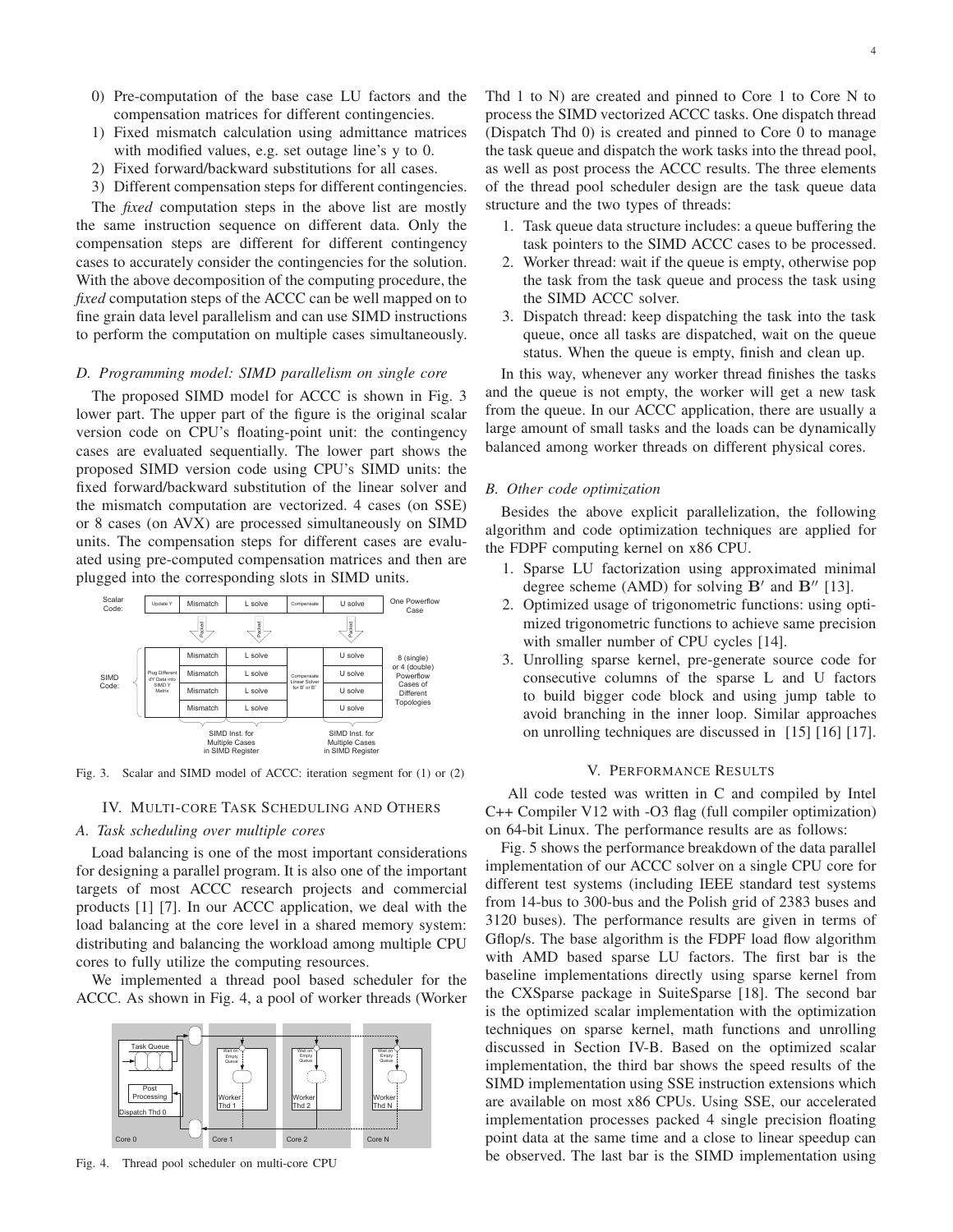0) Pre-computation of the base case LU factors and the compensation matrices for different contingencies.
1) Fixed mismatch calculation using admittance matrices with modified values, e.g. set outage line's y to 0.
2) Fixed forward/backward substitutions for all cases.
3) Different compensation steps for different contingencies.

The *fixed* computation steps in the above list are mostly the same instruction sequence on different data. Only the compensation steps are different for different contingency cases to accurately consider the contingencies for the solution. With the above decomposition of the computing procedure, the *fixed* computation steps of the ACCC can be well mapped on to fine grain data level parallelism and can use SIMD instructions to perform the computation on multiple cases simultaneously.

### D. Programming model: SIMD parallelism on single core

The proposed SIMD model for ACCC is shown in Fig. 3 lower part. The upper part of the figure is the original scalar version code on CPU's floating-point unit: the contingency cases are evaluated sequentially. The lower part shows the proposed SIMD version code using CPU's SIMD units: the fixed forward/backward substitution of the linear solver and the mismatch computation are vectorized. 4 cases (on SSE) or 8 cases (on AVX) are processed simultaneously on SIMD units. The compensation steps for different cases are evaluated using pre-computed compensation matrices and then are plugged into the corresponding slots in SIMD units.

Fig. 3. Scalar and SIMD model of ACCC: iteration segment for (1) or (2)

## IV. Multi-core Task Scheduling and Others

### A. Task scheduling over multiple cores

Load balancing is one of the most important considerations for designing a parallel program. It is also one of the important targets of most ACCC research projects and commercial products [1] [7]. In our ACCC application, we deal with the load balancing at the core level in a shared memory system: distributing and balancing the workload among multiple CPU cores to fully utilize the computing resources.

We implemented a thread pool based scheduler for the ACCC. As shown in Fig. 4, a pool of worker threads (Worker Thd 1 to N) are created and pinned to Core 1 to Core N to process the SIMD vectorized ACCC tasks. One dispatch thread (Dispatch Thd 0) is created and pinned to Core 0 to manage the task queue and dispatch the work tasks into the thread pool, as well as post process the ACCC results. The three elements of the thread pool scheduler design are the task queue data structure and the two types of threads:

1. Task queue data structure includes: a queue buffering the task pointers to the SIMD ACCC cases to be processed.
2. Worker thread: wait if the queue is empty, otherwise pop the task from the task queue and process the task using the SIMD ACCC solver.
3. Dispatch thread: keep dispatching the task into the task queue, once all tasks are dispatched, wait on the queue status. When the queue is empty, finish and clean up.

Fig. 4. Thread pool scheduler on multi-core CPU

In this way, whenever any worker thread finishes the tasks and the queue is not empty, the worker will get a new task from the queue. In our ACCC application, there are usually a large amount of small tasks and the loads can be dynamically balanced among worker threads on different physical cores.

### B. Other code optimization

Besides the above explicit parallelization, the following algorithm and code optimization techniques are applied for the FDPF computing kernel on x86 CPU.

1. Sparse LU factorization using approximated minimal degree scheme (AMD) for solving $\mathbf{B}'$ and $\mathbf{B}''$ [13].
2. Optimized usage of trigonometric functions: using optimized trigonometric functions to achieve same precision with smaller number of CPU cycles [14].
3. Unrolling sparse kernel, pre-generate source code for consecutive columns of the sparse L and U factors to build bigger code block and using jump table to avoid branching in the inner loop. Similar approaches on unrolling techniques are discussed in [15] [16] [17].

## V. Performance Results

All code tested was written in C and compiled by Intel C++ Compiler V12 with -O3 flag (full compiler optimization) on 64-bit Linux. The performance results are as follows:

Fig. 5 shows the performance breakdown of the data parallel implementation of our ACCC solver on a single CPU core for different test systems (including IEEE standard test systems from 14-bus to 300-bus and the Polish grid of 2383 buses and 3120 buses). The performance results are given in terms of Gflop/s. The base algorithm is the FDPF load flow algorithm with AMD based sparse LU factors. The first bar is the baseline implementations directly using sparse kernel from the CXSparse package in SuiteSparse [18]. The second bar is the optimized scalar implementation with the optimization techniques on sparse kernel, math functions and unrolling discussed in Section IV-B. Based on the optimized scalar implementation, the third bar shows the speed results of the SIMD implementation using SSE instruction extensions which are available on most x86 CPUs. Using SSE, our accelerated implementation processes packed 4 single precision floating point data at the same time and a close to linear speedup can be observed. The last bar is the SIMD implementation using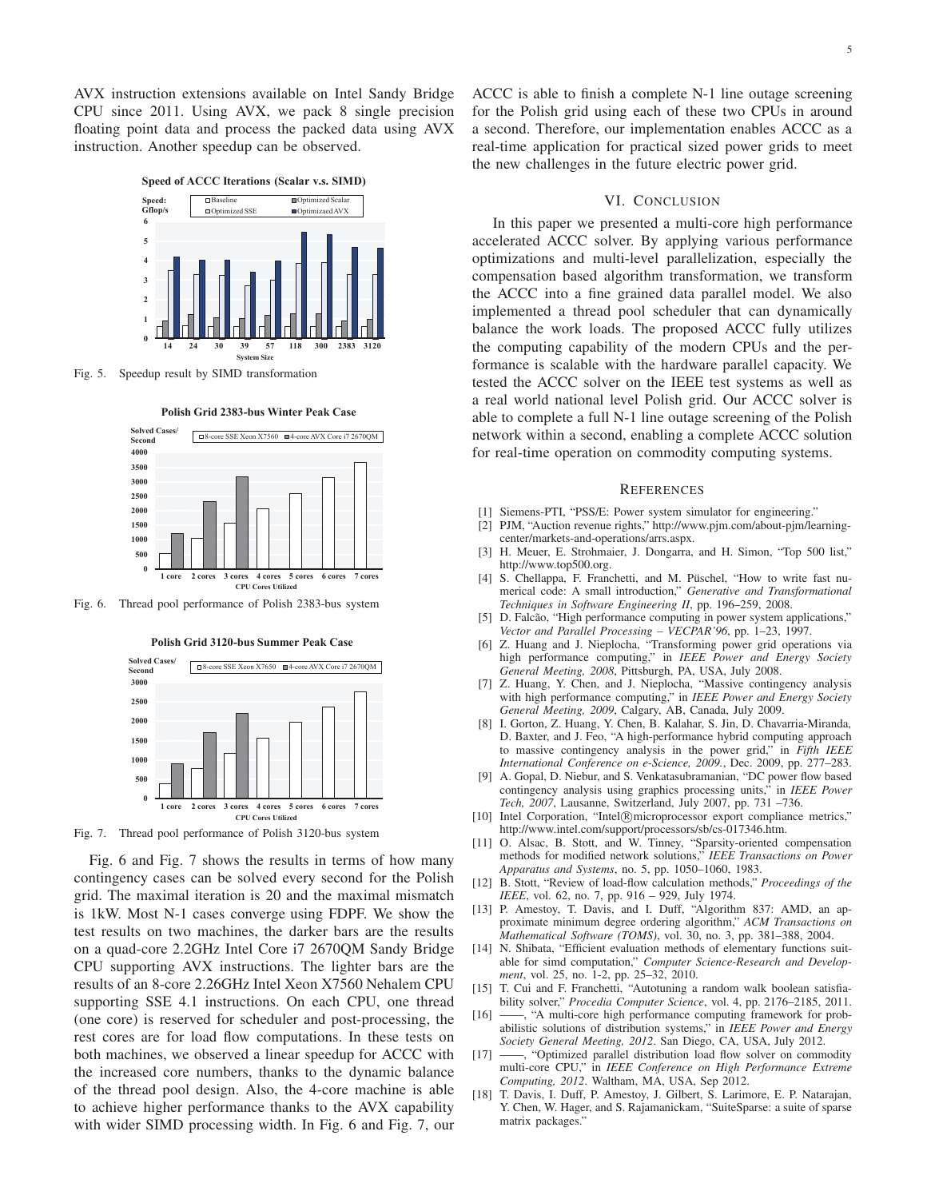AVX instruction extensions available on Intel Sandy Bridge CPU since 2011. Using AVX, we pack 8 single precision floating point data and process the packed data using AVX instruction. Another speedup can be observed.

Speed of ACCC Iterations (Scalar v.s. SIMD)

Speed: Gflop/s

Baseline
Optimized Scalar
Optimized SSE
Optimizaed AVX

0 1 2 3 4 5 6

14 24 30 39 57 118 300 2383 3120

System Size

Fig. 5. Speedup result by SIMD transformation

Polish Grid 2383-bus Winter Peak Case

Solved Cases/ Second

8-core SSE Xeon X7560
4-core AVX Core i7 2670QM

0 500 1000 1500 2000 2500 3000 3500 4000

1 core 2 cores 3 cores 4 cores 5 cores 6 cores 7 cores

CPU Cores Utilized

Fig. 6. Thread pool performance of Polish 2383-bus system

Polish Grid 3120-bus Summer Peak Case

Solved Cases/ Second

8-core SSE Xeon X7650
4-core AVX Core i7 2670QM

0 500 1000 1500 2000 2500 3000

1 core 2 cores 3 cores 4 cores 5 cores 6 cores 7 cores

CPU Cores Utilized

Fig. 7. Thread pool performance of Polish 3120-bus system

Fig. 6 and Fig. 7 shows the results in terms of how many contingency cases can be solved every second for the Polish grid. The maximal iteration is 20 and the maximal mismatch is 1kW. Most N-1 cases converge using FDPF. We show the test results on two machines, the darker bars are the results on a quad-core 2.2GHz Intel Core i7 2670QM Sandy Bridge CPU supporting AVX instructions. The lighter bars are the results of an 8-core 2.26GHz Intel Xeon X7560 Nehalem CPU supporting SSE 4.1 instructions. On each CPU, one thread (one core) is reserved for scheduler and post-processing, the rest cores are for load flow computations. In these tests on both machines, we observed a linear speedup for ACCC with the increased core numbers, thanks to the dynamic balance of the thread pool design. Also, the 4-core machine is able to achieve higher performance thanks to the AVX capability with wider SIMD processing width. In Fig. 6 and Fig. 7, our ACCC is able to finish a complete N-1 line outage screening for the Polish grid using each of these two CPUs in around a second. Therefore, our implementation enables ACCC as a real-time application for practical sized power grids to meet the new challenges in the future electric power grid.

## VI. Conclusion

In this paper we presented a multi-core high performance accelerated ACCC solver. By applying various performance optimizations and multi-level parallelization, especially the compensation based algorithm transformation, we transform the ACCC into a fine grained data parallel model. We also implemented a thread pool scheduler that can dynamically balance the work loads. The proposed ACCC fully utilizes the computing capability of the modern CPUs and the performance is scalable with the hardware parallel capacity. We tested the ACCC solver on the IEEE test systems as well as a real world national level Polish grid. Our ACCC solver is able to complete a full N-1 line outage screening of the Polish network within a second, enabling a complete ACCC solution for real-time operation on commodity computing systems.

## References

[1] Siemens-PTI, "PSS/E: Power system simulator for engineering."

[2] PJM, "Auction revenue rights," http://www.pjm.com/about-pjm/learning-center/markets-and-operations/arrs.aspx.

[3] H. Meuer, E. Strohmaier, J. Dongarra, and H. Simon, "Top 500 list," http://www.top500.org.

[4] S. Chellappa, F. Franchetti, and M. Püschel, "How to write fast numerical code: A small introduction," *Generative and Transformational Techniques in Software Engineering II*, pp. 196–259, 2008.

[5] D. Falcão, "High performance computing in power system applications," *Vector and Parallel Processing – VECPAR'96*, pp. 1–23, 1997.

[6] Z. Huang and J. Nieplocha, "Transforming power grid operations via high performance computing," in *IEEE Power and Energy Society General Meeting, 2008*, Pittsburgh, PA, USA, July 2008.

[7] Z. Huang, Y. Chen, and J. Nieplocha, "Massive contingency analysis with high performance computing," in *IEEE Power and Energy Society General Meeting, 2009*, Calgary, AB, Canada, July 2009.

[8] I. Gorton, Z. Huang, Y. Chen, B. Kalahar, S. Jin, D. Chavarria-Miranda, D. Baxter, and J. Feo, "A high-performance hybrid computing approach to massive contingency analysis in the power grid," in *Fifth IEEE International Conference on e-Science, 2009.*, Dec. 2009, pp. 277–283.

[9] A. Gopal, D. Niebur, and S. Venkatasubramanian, "DC power flow based contingency analysis using graphics processing units," in *IEEE Power Tech, 2007*, Lausanne, Switzerland, July 2007, pp. 731 –736.

[10] Intel Corporation, "Intel®microprocessor export compliance metrics," http://www.intel.com/support/processors/sb/cs-017346.htm.

[11] O. Alsac, B. Stott, and W. Tinney, "Sparsity-oriented compensation methods for modified network solutions," *IEEE Transactions on Power Apparatus and Systems*, no. 5, pp. 1050–1060, 1983.

[12] B. Stott, "Review of load-flow calculation methods," *Proceedings of the IEEE*, vol. 62, no. 7, pp. 916 – 929, July 1974.

[13] P. Amestoy, T. Davis, and I. Duff, "Algorithm 837: AMD, an approximate minimum degree ordering algorithm," *ACM Transactions on Mathematical Software (TOMS)*, vol. 30, no. 3, pp. 381–388, 2004.

[14] N. Shibata, "Efficient evaluation methods of elementary functions suitable for simd computation," *Computer Science-Research and Development*, vol. 25, no. 1-2, pp. 25–32, 2010.

[15] T. Cui and F. Franchetti, "Autotuning a random walk boolean satisfiability solver," *Procedia Computer Science*, vol. 4, pp. 2176–2185, 2011.

[16] ——, "A multi-core high performance computing framework for probabilistic solutions of distribution systems," in *IEEE Power and Energy Society General Meeting, 2012*. San Diego, CA, USA, July 2012.

[17] ——, "Optimized parallel distribution load flow solver on commodity multi-core CPU," in *IEEE Conference on High Performance Extreme Computing, 2012*. Waltham, MA, USA, Sep 2012.

[18] T. Davis, I. Duff, P. Amestoy, J. Gilbert, S. Larimore, E. P. Natarajan, Y. Chen, W. Hager, and S. Rajamanickam, "SuiteSparse: a suite of sparse matrix packages."